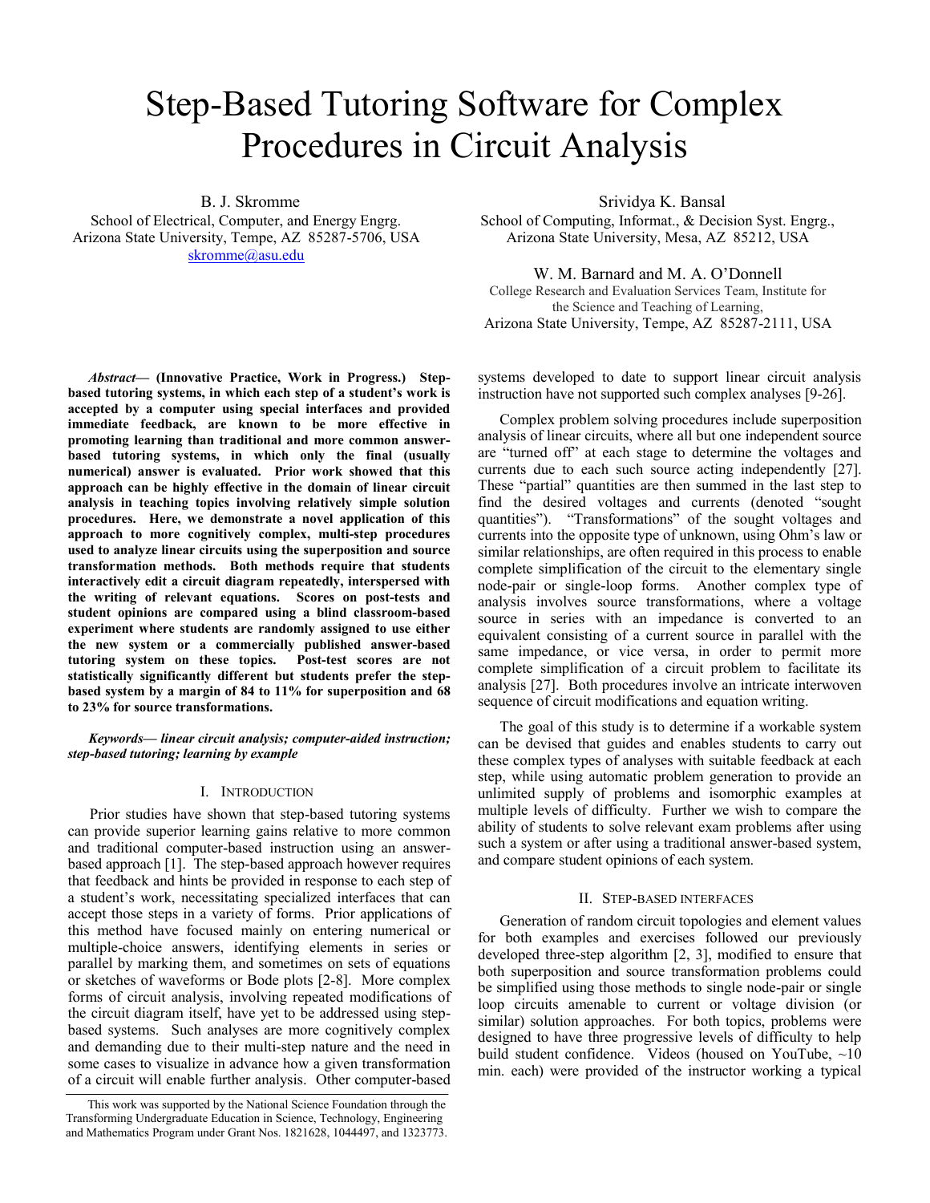# Step-Based Tutoring Software for Complex Procedures in Circuit Analysis

B. J. Skromme
School of Electrical, Computer, and Energy Engrg.
Arizona State University, Tempe, AZ 85287-5706, USA
skromme@asu.edu

Srividya K. Bansal
School of Computing, Informat., & Decision Syst. Engrg.,
Arizona State University, Mesa, AZ 85212, USA

W. M. Barnard and M. A. O'Donnell
College Research and Evaluation Services Team, Institute for the Science and Teaching of Learning,
Arizona State University, Tempe, AZ 85287-2111, USA

***Abstract*— (Innovative Practice, Work in Progress.) Step-based tutoring systems, in which each step of a student's work is accepted by a computer using special interfaces and provided immediate feedback, are known to be more effective in promoting learning than traditional and more common answer-based tutoring systems, in which only the final (usually numerical) answer is evaluated. Prior work showed that this approach can be highly effective in the domain of linear circuit analysis in teaching topics involving relatively simple solution procedures. Here, we demonstrate a novel application of this approach to more cognitively complex, multi-step procedures used to analyze linear circuits using the superposition and source transformation methods. Both methods require that students interactively edit a circuit diagram repeatedly, interspersed with the writing of relevant equations. Scores on post-tests and student opinions are compared using a blind classroom-based experiment where students are randomly assigned to use either the new system or a commercially published answer-based tutoring system on these topics. Post-test scores are not statistically significantly different but students prefer the step-based system by a margin of 84 to 11% for superposition and 68 to 23% for source transformations.**

***Keywords*— *linear circuit analysis; computer-aided instruction; step-based tutoring; learning by example***

## I. Introduction

Prior studies have shown that step-based tutoring systems can provide superior learning gains relative to more common and traditional computer-based instruction using an answer-based approach [1]. The step-based approach however requires that feedback and hints be provided in response to each step of a student's work, necessitating specialized interfaces that can accept those steps in a variety of forms. Prior applications of this method have focused mainly on entering numerical or multiple-choice answers, identifying elements in series or parallel by marking them, and sometimes on sets of equations or sketches of waveforms or Bode plots [2-8]. More complex forms of circuit analysis, involving repeated modifications of the circuit diagram itself, have yet to be addressed using step-based systems. Such analyses are more cognitively complex and demanding due to their multi-step nature and the need in some cases to visualize in advance how a given transformation of a circuit will enable further analysis. Other computer-based systems developed to date to support linear circuit analysis instruction have not supported such complex analyses [9-26].

Complex problem solving procedures include superposition analysis of linear circuits, where all but one independent source are "turned off" at each stage to determine the voltages and currents due to each such source acting independently [27]. These "partial" quantities are then summed in the last step to find the desired voltages and currents (denoted "sought quantities"). "Transformations" of the sought voltages and currents into the opposite type of unknown, using Ohm's law or similar relationships, are often required in this process to enable complete simplification of the circuit to the elementary single node-pair or single-loop forms. Another complex type of analysis involves source transformations, where a voltage source in series with an impedance is converted to an equivalent consisting of a current source in parallel with the same impedance, or vice versa, in order to permit more complete simplification of a circuit problem to facilitate its analysis [27]. Both procedures involve an intricate interwoven sequence of circuit modifications and equation writing.

The goal of this study is to determine if a workable system can be devised that guides and enables students to carry out these complex types of analyses with suitable feedback at each step, while using automatic problem generation to provide an unlimited supply of problems and isomorphic examples at multiple levels of difficulty. Further we wish to compare the ability of students to solve relevant exam problems after using such a system or after using a traditional answer-based system, and compare student opinions of each system.

## II. Step-Based Interfaces

Generation of random circuit topologies and element values for both examples and exercises followed our previously developed three-step algorithm [2, 3], modified to ensure that both superposition and source transformation problems could be simplified using those methods to single node-pair or single loop circuits amenable to current or voltage division (or similar) solution approaches. For both topics, problems were designed to have three progressive levels of difficulty to help build student confidence. Videos (housed on YouTube, ~10 min. each) were provided of the instructor working a typical

This work was supported by the National Science Foundation through the Transforming Undergraduate Education in Science, Technology, Engineering and Mathematics Program under Grant Nos. 1821628, 1044497, and 1323773.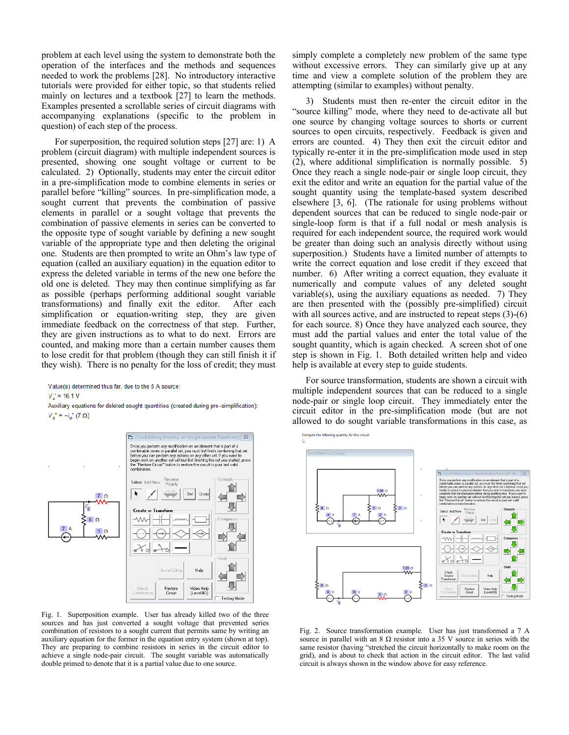problem at each level using the system to demonstrate both the operation of the interfaces and the methods and sequences needed to work the problems [28]. No introductory interactive tutorials were provided for either topic, so that students relied mainly on lectures and a textbook [27] to learn the methods. Examples presented a scrollable series of circuit diagrams with accompanying explanations (specific to the problem in question) of each step of the process.

For superposition, the required solution steps [27] are: 1) A problem (circuit diagram) with multiple independent sources is presented, showing one sought voltage or current to be calculated. 2) Optionally, students may enter the circuit editor in a pre-simplification mode to combine elements in series or parallel before "killing" sources. In pre-simplification mode, a sought current that prevents the combination of passive elements in parallel or a sought voltage that prevents the combination of passive elements in series can be converted to the opposite type of sought variable by defining a new sought variable of the appropriate type and then deleting the original one. Students are then prompted to write an Ohm's law type of equation (called an auxiliary equation) in the equation editor to express the deleted variable in terms of the new one before the old one is deleted. They may then continue simplifying as far as possible (perhaps performing additional sought variable transformations) and finally exit the editor. After each simplification or equation-writing step, they are given immediate feedback on the correctness of that step. Further, they are given instructions as to what to do next. Errors are counted, and making more than a certain number causes them to lose credit for that problem (though they can still finish it if they wish). There is no penalty for the loss of credit; they must simply complete a completely new problem of the same type without excessive errors. They can similarly give up at any time and view a complete solution of the problem they are attempting (similar to examples) without penalty.

3) Students must then re-enter the circuit editor in the "source killing" mode, where they need to de-activate all but one source by changing voltage sources to shorts or current sources to open circuits, respectively. Feedback is given and errors are counted. 4) They then exit the circuit editor and typically re-enter it in the pre-simplification mode used in step (2), where additional simplification is normally possible. 5) Once they reach a single node-pair or single loop circuit, they exit the editor and write an equation for the partial value of the sought quantity using the template-based system described elsewhere [3, 6]. (The rationale for using problems without dependent sources that can be reduced to single node-pair or single-loop form is that if a full nodal or mesh analysis is required for each independent source, the required work would be greater than doing such an analysis directly without using superposition.) Students have a limited number of attempts to write the correct equation and lose credit if they exceed that number. 6) After writing a correct equation, they evaluate it numerically and compute values of any deleted sought variable(s), using the auxiliary equations as needed. 7) They are then presented with the (possibly pre-simplified) circuit with all sources active, and are instructed to repeat steps (3)-(6) for each source. 8) Once they have analyzed each source, they must add the partial values and enter the total value of the sought quantity, which is again checked. A screen shot of one step is shown in Fig. 1. Both detailed written help and video help is available at every step to guide students.

Value(s) determined thus far, due to the 5 A source:
$V_o' = 16.1$ V
Auxiliary equations for deleted sought quantities (created during pre-simplification):
$V_o'' = -I_o''\,(7\,\Omega)$

Fig. 1. Superposition example. User has already killed two of the three sources and has just converted a sought voltage that prevented series combination of resistors to a sought current that permits same by writing an auxiliary equation for the former in the equation entry system (shown at top). They are preparing to combine resistors in series in the circuit editor to achieve a single node-pair circuit. The sought variable was automatically double primed to denote that it is a partial value due to one source.

For source transformation, students are shown a circuit with multiple independent sources that can be reduced to a single node-pair or single loop circuit. They immediately enter the circuit editor in the pre-simplification mode (but are not allowed to do sought variable transformations in this case, as

Fig. 2. Source transformation example. User has just transformed a 7 A source in parallel with an 8 Ω resistor into a 35 V source in series with the same resistor (having "stretched the circuit horizontally to make room on the grid), and is about to check that action in the circuit editor. The last valid circuit is always shown in the window above for easy reference.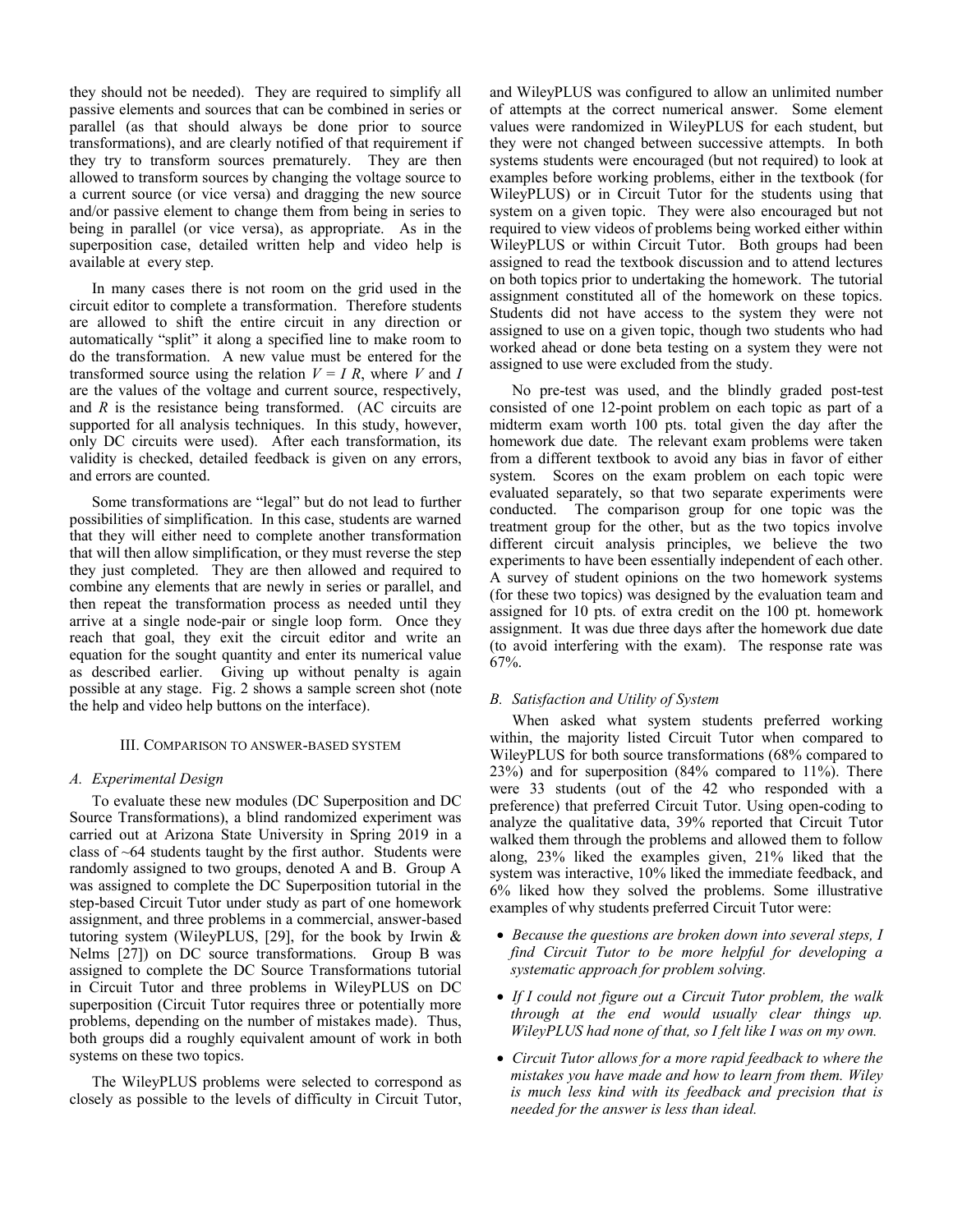they should not be needed). They are required to simplify all passive elements and sources that can be combined in series or parallel (as that should always be done prior to source transformations), and are clearly notified of that requirement if they try to transform sources prematurely. They are then allowed to transform sources by changing the voltage source to a current source (or vice versa) and dragging the new source and/or passive element to change them from being in series to being in parallel (or vice versa), as appropriate. As in the superposition case, detailed written help and video help is available at every step.

In many cases there is not room on the grid used in the circuit editor to complete a transformation. Therefore students are allowed to shift the entire circuit in any direction or automatically "split" it along a specified line to make room to do the transformation. A new value must be entered for the transformed source using the relation $V = I R$, where $V$ and $I$ are the values of the voltage and current source, respectively, and $R$ is the resistance being transformed. (AC circuits are supported for all analysis techniques. In this study, however, only DC circuits were used). After each transformation, its validity is checked, detailed feedback is given on any errors, and errors are counted.

Some transformations are "legal" but do not lead to further possibilities of simplification. In this case, students are warned that they will either need to complete another transformation that will then allow simplification, or they must reverse the step they just completed. They are then allowed and required to combine any elements that are newly in series or parallel, and then repeat the transformation process as needed until they arrive at a single node-pair or single loop form. Once they reach that goal, they exit the circuit editor and write an equation for the sought quantity and enter its numerical value as described earlier. Giving up without penalty is again possible at any stage. Fig. 2 shows a sample screen shot (note the help and video help buttons on the interface).

## III. Comparison to Answer-Based System

### A. Experimental Design

To evaluate these new modules (DC Superposition and DC Source Transformations), a blind randomized experiment was carried out at Arizona State University in Spring 2019 in a class of ~64 students taught by the first author. Students were randomly assigned to two groups, denoted A and B. Group A was assigned to complete the DC Superposition tutorial in the step-based Circuit Tutor under study as part of one homework assignment, and three problems in a commercial, answer-based tutoring system (WileyPLUS, [29], for the book by Irwin & Nelms [27]) on DC source transformations. Group B was assigned to complete the DC Source Transformations tutorial in Circuit Tutor and three problems in WileyPLUS on DC superposition (Circuit Tutor requires three or potentially more problems, depending on the number of mistakes made). Thus, both groups did a roughly equivalent amount of work in both systems on these two topics.

The WileyPLUS problems were selected to correspond as closely as possible to the levels of difficulty in Circuit Tutor, and WileyPLUS was configured to allow an unlimited number of attempts at the correct numerical answer. Some element values were randomized in WileyPLUS for each student, but they were not changed between successive attempts. In both systems students were encouraged (but not required) to look at examples before working problems, either in the textbook (for WileyPLUS) or in Circuit Tutor for the students using that system on a given topic. They were also encouraged but not required to view videos of problems being worked either within WileyPLUS or within Circuit Tutor. Both groups had been assigned to read the textbook discussion and to attend lectures on both topics prior to undertaking the homework. The tutorial assignment constituted all of the homework on these topics. Students did not have access to the system they were not assigned to use on a given topic, though two students who had worked ahead or done beta testing on a system they were not assigned to use were excluded from the study.

No pre-test was used, and the blindly graded post-test consisted of one 12-point problem on each topic as part of a midterm exam worth 100 pts. total given the day after the homework due date. The relevant exam problems were taken from a different textbook to avoid any bias in favor of either system. Scores on the exam problem on each topic were evaluated separately, so that two separate experiments were conducted. The comparison group for one topic was the treatment group for the other, but as the two topics involve different circuit analysis principles, we believe the two experiments to have been essentially independent of each other. A survey of student opinions on the two homework systems (for these two topics) was designed by the evaluation team and assigned for 10 pts. of extra credit on the 100 pt. homework assignment. It was due three days after the homework due date (to avoid interfering with the exam). The response rate was 67%.

### B. Satisfaction and Utility of System

When asked what system students preferred working within, the majority listed Circuit Tutor when compared to WileyPLUS for both source transformations (68% compared to 23%) and for superposition (84% compared to 11%). There were 33 students (out of the 42 who responded with a preference) that preferred Circuit Tutor. Using open-coding to analyze the qualitative data, 39% reported that Circuit Tutor walked them through the problems and allowed them to follow along, 23% liked the examples given, 21% liked that the system was interactive, 10% liked the immediate feedback, and 6% liked how they solved the problems. Some illustrative examples of why students preferred Circuit Tutor were:

- *Because the questions are broken down into several steps, I find Circuit Tutor to be more helpful for developing a systematic approach for problem solving.*
- *If I could not figure out a Circuit Tutor problem, the walk through at the end would usually clear things up. WileyPLUS had none of that, so I felt like I was on my own.*
- *Circuit Tutor allows for a more rapid feedback to where the mistakes you have made and how to learn from them. Wiley is much less kind with its feedback and precision that is needed for the answer is less than ideal.*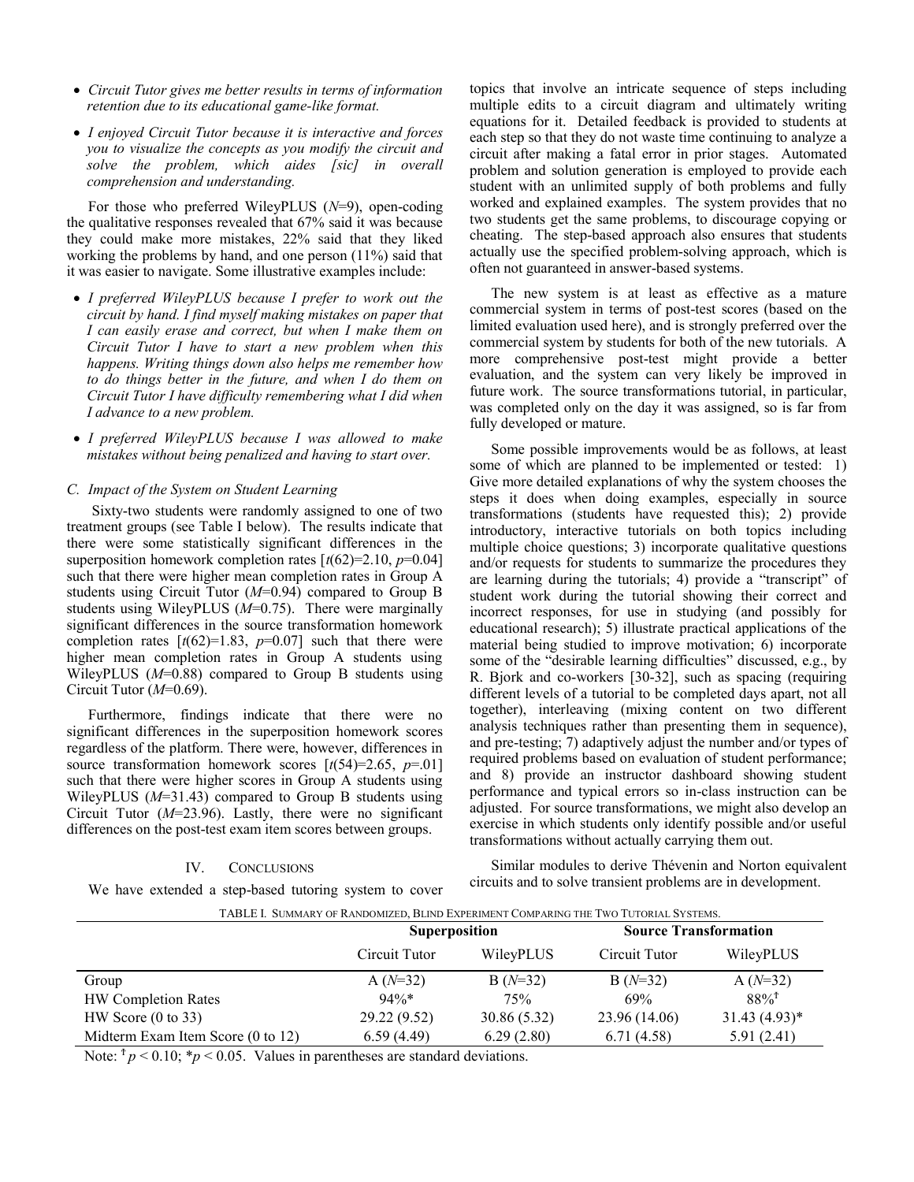- *Circuit Tutor gives me better results in terms of information retention due to its educational game-like format.*
- *I enjoyed Circuit Tutor because it is interactive and forces you to visualize the concepts as you modify the circuit and solve the problem, which aides [sic] in overall comprehension and understanding.*

For those who preferred WileyPLUS ($N$=9), open-coding the qualitative responses revealed that 67% said it was because they could make more mistakes, 22% said that they liked working the problems by hand, and one person (11%) said that it was easier to navigate. Some illustrative examples include:

- *I preferred WileyPLUS because I prefer to work out the circuit by hand. I find myself making mistakes on paper that I can easily erase and correct, but when I make them on Circuit Tutor I have to start a new problem when this happens. Writing things down also helps me remember how to do things better in the future, and when I do them on Circuit Tutor I have difficulty remembering what I did when I advance to a new problem.*
- *I preferred WileyPLUS because I was allowed to make mistakes without being penalized and having to start over.*

### C. Impact of the System on Student Learning

Sixty-two students were randomly assigned to one of two treatment groups (see Table I below). The results indicate that there were some statistically significant differences in the superposition homework completion rates [$t(62)$=2.10, $p$=0.04] such that there were higher mean completion rates in Group A students using Circuit Tutor ($M$=0.94) compared to Group B students using WileyPLUS ($M$=0.75). There were marginally significant differences in the source transformation homework completion rates [$t(62)$=1.83, $p$=0.07] such that there were higher mean completion rates in Group A students using WileyPLUS ($M$=0.88) compared to Group B students using Circuit Tutor ($M$=0.69).

Furthermore, findings indicate that there were no significant differences in the superposition homework scores regardless of the platform. There were, however, differences in source transformation homework scores [$t(54)$=2.65, $p$=.01] such that there were higher scores in Group A students using WileyPLUS ($M$=31.43) compared to Group B students using Circuit Tutor ($M$=23.96). Lastly, there were no significant differences on the post-test exam item scores between groups.

## IV. Conclusions

We have extended a step-based tutoring system to cover topics that involve an intricate sequence of steps including multiple edits to a circuit diagram and ultimately writing equations for it. Detailed feedback is provided to students at each step so that they do not waste time continuing to analyze a circuit after making a fatal error in prior stages. Automated problem and solution generation is employed to provide each student with an unlimited supply of both problems and fully worked and explained examples. The system provides that no two students get the same problems, to discourage copying or cheating. The step-based approach also ensures that students actually use the specified problem-solving approach, which is often not guaranteed in answer-based systems.

The new system is at least as effective as a mature commercial system in terms of post-test scores (based on the limited evaluation used here), and is strongly preferred over the commercial system by students for both of the new tutorials. A more comprehensive post-test might provide a better evaluation, and the system can very likely be improved in future work. The source transformations tutorial, in particular, was completed only on the day it was assigned, so is far from fully developed or mature.

Some possible improvements would be as follows, at least some of which are planned to be implemented or tested: 1) Give more detailed explanations of why the system chooses the steps it does when doing examples, especially in source transformations (students have requested this); 2) provide introductory, interactive tutorials on both topics including multiple choice questions; 3) incorporate qualitative questions and/or requests for students to summarize the procedures they are learning during the tutorials; 4) provide a "transcript" of student work during the tutorial showing their correct and incorrect responses, for use in studying (and possibly for educational research); 5) illustrate practical applications of the material being studied to improve motivation; 6) incorporate some of the "desirable learning difficulties" discussed, e.g., by R. Bjork and co-workers [30-32], such as spacing (requiring different levels of a tutorial to be completed days apart, not all together), interleaving (mixing content on two different analysis techniques rather than presenting them in sequence), and pre-testing; 7) adaptively adjust the number and/or types of required problems based on evaluation of student performance; and 8) provide an instructor dashboard showing student performance and typical errors so in-class instruction can be adjusted. For source transformations, we might also develop an exercise in which students only identify possible and/or useful transformations without actually carrying them out.

Similar modules to derive Thévenin and Norton equivalent circuits and to solve transient problems are in development.

TABLE I. Summary of Randomized, Blind Experiment Comparing the Two Tutorial Systems.

| | **Superposition** | | **Source Transformation** | |
|---|---|---|---|---|
| | Circuit Tutor | WileyPLUS | Circuit Tutor | WileyPLUS |
| Group | A ($N$=32) | B ($N$=32) | B ($N$=32) | A ($N$=32) |
| HW Completion Rates | 94%* | 75% | 69% | 88%$^{\dagger}$ |
| HW Score (0 to 33) | 29.22 (9.52) | 30.86 (5.32) | 23.96 (14.06) | 31.43 (4.93)* |
| Midterm Exam Item Score (0 to 12) | 6.59 (4.49) | 6.29 (2.80) | 6.71 (4.58) | 5.91 (2.41) |

Note: $^{\dagger}p < 0.10$; $^{*}p < 0.05$. Values in parentheses are standard deviations.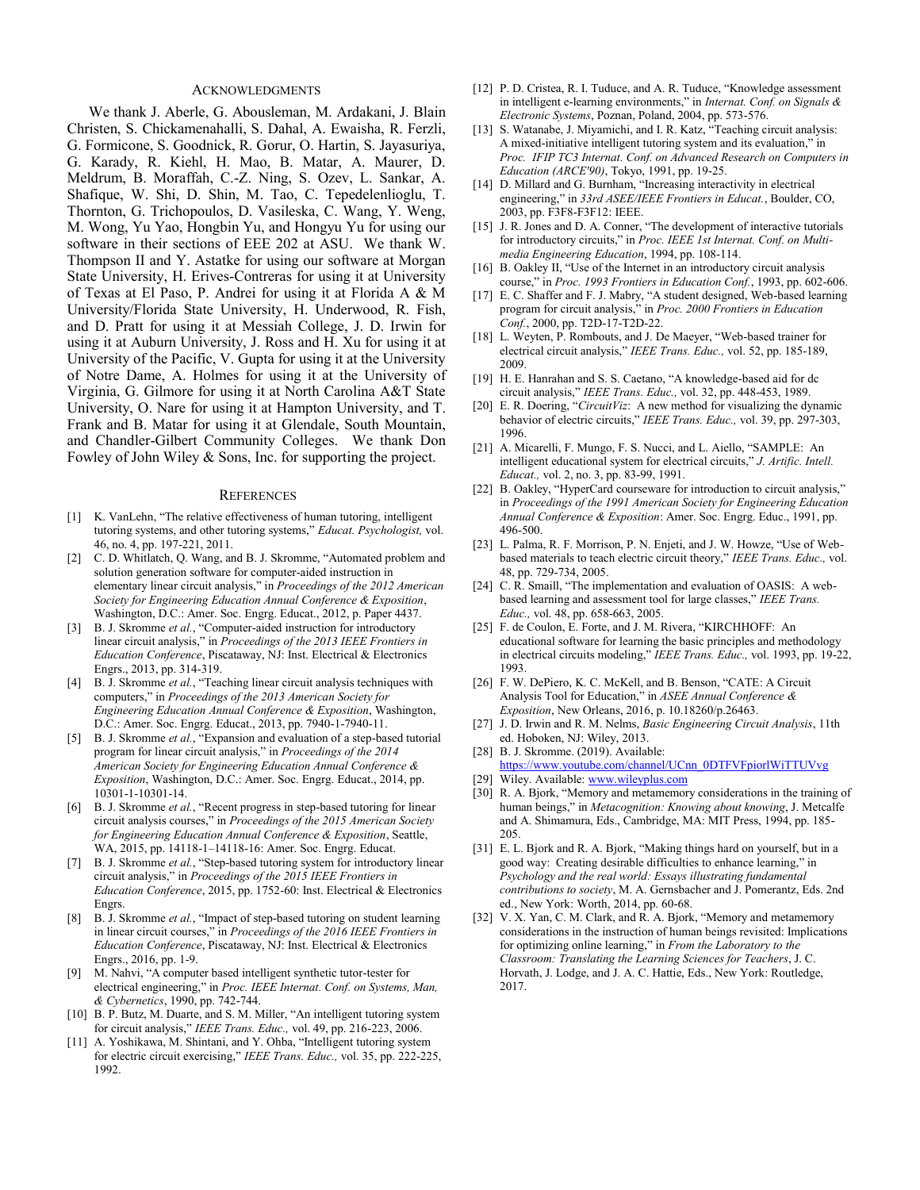## Acknowledgments

We thank J. Aberle, G. Abousleman, M. Ardakani, J. Blain Christen, S. Chickamenahalli, S. Dahal, A. Ewaisha, R. Ferzli, G. Formicone, S. Goodnick, R. Gorur, O. Hartin, S. Jayasuriya, G. Karady, R. Kiehl, H. Mao, B. Matar, A. Maurer, D. Meldrum, B. Moraffah, C.-Z. Ning, S. Ozev, L. Sankar, A. Shafique, W. Shi, D. Shin, M. Tao, C. Tepedelenlioglu, T. Thornton, G. Trichopoulos, D. Vasileska, C. Wang, Y. Weng, M. Wong, Yu Yao, Hongbin Yu, and Hongyu Yu for using our software in their sections of EEE 202 at ASU. We thank W. Thompson II and Y. Astatke for using our software at Morgan State University, H. Erives-Contreras for using it at University of Texas at El Paso, P. Andrei for using it at Florida A & M University/Florida State University, H. Underwood, R. Fish, and D. Pratt for using it at Messiah College, J. D. Irwin for using it at Auburn University, J. Ross and H. Xu for using it at University of the Pacific, V. Gupta for using it at the University of Notre Dame, A. Holmes for using it at the University of Virginia, G. Gilmore for using it at North Carolina A&T State University, O. Nare for using it at Hampton University, and T. Frank and B. Matar for using it at Glendale, South Mountain, and Chandler-Gilbert Community Colleges. We thank Don Fowley of John Wiley & Sons, Inc. for supporting the project.

## References

[1] K. VanLehn, "The relative effectiveness of human tutoring, intelligent tutoring systems, and other tutoring systems," *Educat. Psychologist,* vol. 46, no. 4, pp. 197-221, 2011.

[2] C. D. Whitlatch, Q. Wang, and B. J. Skromme, "Automated problem and solution generation software for computer-aided instruction in elementary linear circuit analysis," in *Proceedings of the 2012 American Society for Engineering Education Annual Conference & Exposition*, Washington, D.C.: Amer. Soc. Engrg. Educat., 2012, p. Paper 4437.

[3] B. J. Skromme *et al.*, "Computer-aided instruction for introductory linear circuit analysis," in *Proceedings of the 2013 IEEE Frontiers in Education Conference*, Piscataway, NJ: Inst. Electrical & Electronics Engrs., 2013, pp. 314-319.

[4] B. J. Skromme *et al.*, "Teaching linear circuit analysis techniques with computers," in *Proceedings of the 2013 American Society for Engineering Education Annual Conference & Exposition*, Washington, D.C.: Amer. Soc. Engrg. Educat., 2013, pp. 7940-1-7940-11.

[5] B. J. Skromme *et al.*, "Expansion and evaluation of a step-based tutorial program for linear circuit analysis," in *Proceedings of the 2014 American Society for Engineering Education Annual Conference & Exposition*, Washington, D.C.: Amer. Soc. Engrg. Educat., 2014, pp. 10301-1-10301-14.

[6] B. J. Skromme *et al.*, "Recent progress in step-based tutoring for linear circuit analysis courses," in *Proceedings of the 2015 American Society for Engineering Education Annual Conference & Exposition*, Seattle, WA, 2015, pp. 14118-1–14118-16: Amer. Soc. Engrg. Educat.

[7] B. J. Skromme *et al.*, "Step-based tutoring system for introductory linear circuit analysis," in *Proceedings of the 2015 IEEE Frontiers in Education Conference*, 2015, pp. 1752-60: Inst. Electrical & Electronics Engrs.

[8] B. J. Skromme *et al.*, "Impact of step-based tutoring on student learning in linear circuit courses," in *Proceedings of the 2016 IEEE Frontiers in Education Conference*, Piscataway, NJ: Inst. Electrical & Electronics Engrs., 2016, pp. 1-9.

[9] M. Nahvi, "A computer based intelligent synthetic tutor-tester for electrical engineering," in *Proc. IEEE Internat. Conf. on Systems, Man, & Cybernetics*, 1990, pp. 742-744.

[10] B. P. Butz, M. Duarte, and S. M. Miller, "An intelligent tutoring system for circuit analysis," *IEEE Trans. Educ.,* vol. 49, pp. 216-223, 2006.

[11] A. Yoshikawa, M. Shintani, and Y. Ohba, "Intelligent tutoring system for electric circuit exercising," *IEEE Trans. Educ.,* vol. 35, pp. 222-225, 1992.

[12] P. D. Cristea, R. I. Tuduce, and A. R. Tuduce, "Knowledge assessment in intelligent e-learning environments," in *Internat. Conf. on Signals & Electronic Systems*, Poznan, Poland, 2004, pp. 573-576.

[13] S. Watanabe, J. Miyamichi, and I. R. Katz, "Teaching circuit analysis: A mixed-initiative intelligent tutoring system and its evaluation," in *Proc. IFIP TC3 Internat. Conf. on Advanced Research on Computers in Education (ARCE'90)*, Tokyo, 1991, pp. 19-25.

[14] D. Millard and G. Burnham, "Increasing interactivity in electrical engineering," in *33rd ASEE/IEEE Frontiers in Educat.*, Boulder, CO, 2003, pp. F3F8-F3F12: IEEE.

[15] J. R. Jones and D. A. Conner, "The development of interactive tutorials for introductory circuits," in *Proc. IEEE 1st Internat. Conf. on Multimedia Engineering Education*, 1994, pp. 108-114.

[16] B. Oakley II, "Use of the Internet in an introductory circuit analysis course," in *Proc. 1993 Frontiers in Education Conf.*, 1993, pp. 602-606.

[17] E. C. Shaffer and F. J. Mabry, "A student designed, Web-based learning program for circuit analysis," in *Proc. 2000 Frontiers in Education Conf.*, 2000, pp. T2D-17-T2D-22.

[18] L. Weyten, P. Rombouts, and J. De Maeyer, "Web-based trainer for electrical circuit analysis," *IEEE Trans. Educ.,* vol. 52, pp. 185-189, 2009.

[19] H. E. Hanrahan and S. S. Caetano, "A knowledge-based aid for dc circuit analysis," *IEEE Trans. Educ.,* vol. 32, pp. 448-453, 1989.

[20] E. R. Doering, "*CircuitViz*: A new method for visualizing the dynamic behavior of electric circuits," *IEEE Trans. Educ.,* vol. 39, pp. 297-303, 1996.

[21] A. Micarelli, F. Mungo, F. S. Nucci, and L. Aiello, "SAMPLE: An intelligent educational system for electrical circuits," *J. Artific. Intell. Educat.,* vol. 2, no. 3, pp. 83-99, 1991.

[22] B. Oakley, "HyperCard courseware for introduction to circuit analysis," in *Proceedings of the 1991 American Society for Engineering Education Annual Conference & Exposition*: Amer. Soc. Engrg. Educ., 1991, pp. 496-500.

[23] L. Palma, R. F. Morrison, P. N. Enjeti, and J. W. Howze, "Use of Web-based materials to teach electric circuit theory," *IEEE Trans. Educ.,* vol. 48, pp. 729-734, 2005.

[24] C. R. Smaill, "The implementation and evaluation of OASIS: A web-based learning and assessment tool for large classes," *IEEE Trans. Educ.,* vol. 48, pp. 658-663, 2005.

[25] F. de Coulon, E. Forte, and J. M. Rivera, "KIRCHHOFF: An educational software for learning the basic principles and methodology in electrical circuits modeling," *IEEE Trans. Educ.,* vol. 1993, pp. 19-22, 1993.

[26] F. W. DePiero, K. C. McKell, and B. Benson, "CATE: A Circuit Analysis Tool for Education," in *ASEE Annual Conference & Exposition*, New Orleans, 2016, p. 10.18260/p.26463.

[27] J. D. Irwin and R. M. Nelms, *Basic Engineering Circuit Analysis*, 11th ed. Hoboken, NJ: Wiley, 2013.

[28] B. J. Skromme. (2019). Available: https://www.youtube.com/channel/UCnn_0DTFVFpiorlWiTTUVvg

[29] Wiley. Available: www.wileyplus.com

[30] R. A. Bjork, "Memory and metamemory considerations in the training of human beings," in *Metacognition: Knowing about knowing*, J. Metcalfe and A. Shimamura, Eds., Cambridge, MA: MIT Press, 1994, pp. 185-205.

[31] E. L. Bjork and R. A. Bjork, "Making things hard on yourself, but in a good way: Creating desirable difficulties to enhance learning," in *Psychology and the real world: Essays illustrating fundamental contributions to society*, M. A. Gernsbacher and J. Pomerantz, Eds. 2nd ed., New York: Worth, 2014, pp. 60-68.

[32] V. X. Yan, C. M. Clark, and R. A. Bjork, "Memory and metamemory considerations in the instruction of human beings revisited: Implications for optimizing online learning," in *From the Laboratory to the Classroom: Translating the Learning Sciences for Teachers*, J. C. Horvath, J. Lodge, and J. A. C. Hattie, Eds., New York: Routledge, 2017.